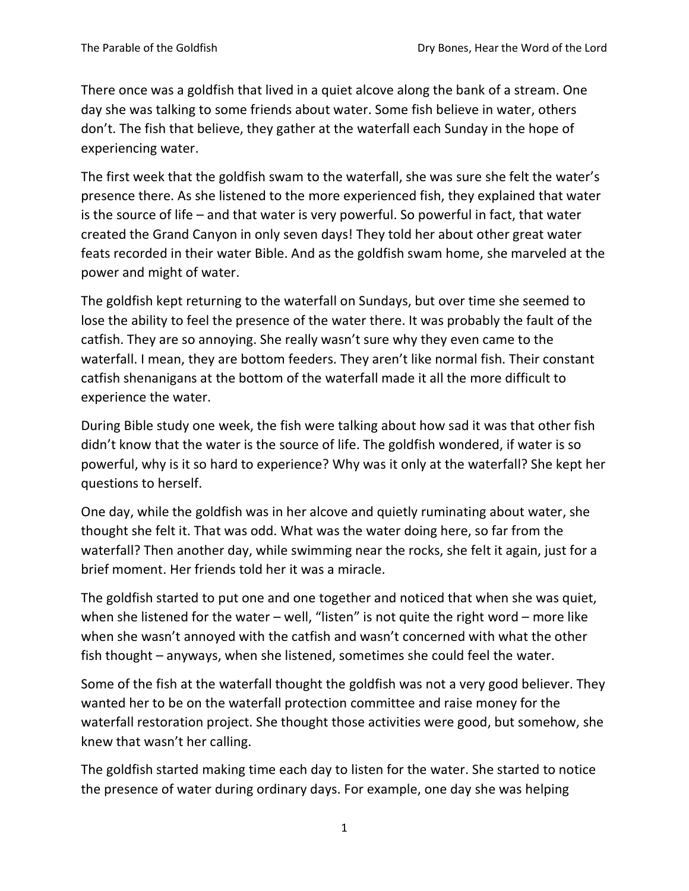There once was a goldfish that lived in a quiet alcove along the bank of a stream. One day she was talking to some friends about water. Some fish believe in water, others don't. The fish that believe, they gather at the waterfall each Sunday in the hope of experiencing water.

The first week that the goldfish swam to the waterfall, she was sure she felt the water's presence there. As she listened to the more experienced fish, they explained that water is the source of life – and that water is very powerful. So powerful in fact, that water created the Grand Canyon in only seven days! They told her about other great water feats recorded in their water Bible. And as the goldfish swam home, she marveled at the power and might of water.

The goldfish kept returning to the waterfall on Sundays, but over time she seemed to lose the ability to feel the presence of the water there. It was probably the fault of the catfish. They are so annoying. She really wasn't sure why they even came to the waterfall. I mean, they are bottom feeders. They aren't like normal fish. Their constant catfish shenanigans at the bottom of the waterfall made it all the more difficult to experience the water.

During Bible study one week, the fish were talking about how sad it was that other fish didn't know that the water is the source of life. The goldfish wondered, if water is so powerful, why is it so hard to experience? Why was it only at the waterfall? She kept her questions to herself.

One day, while the goldfish was in her alcove and quietly ruminating about water, she thought she felt it. That was odd. What was the water doing here, so far from the waterfall? Then another day, while swimming near the rocks, she felt it again, just for a brief moment. Her friends told her it was a miracle.

The goldfish started to put one and one together and noticed that when she was quiet, when she listened for the water – well, "listen" is not quite the right word – more like when she wasn't annoyed with the catfish and wasn't concerned with what the other fish thought – anyways, when she listened, sometimes she could feel the water.

Some of the fish at the waterfall thought the goldfish was not a very good believer. They wanted her to be on the waterfall protection committee and raise money for the waterfall restoration project. She thought those activities were good, but somehow, she knew that wasn't her calling.

The goldfish started making time each day to listen for the water. She started to notice the presence of water during ordinary days. For example, one day she was helping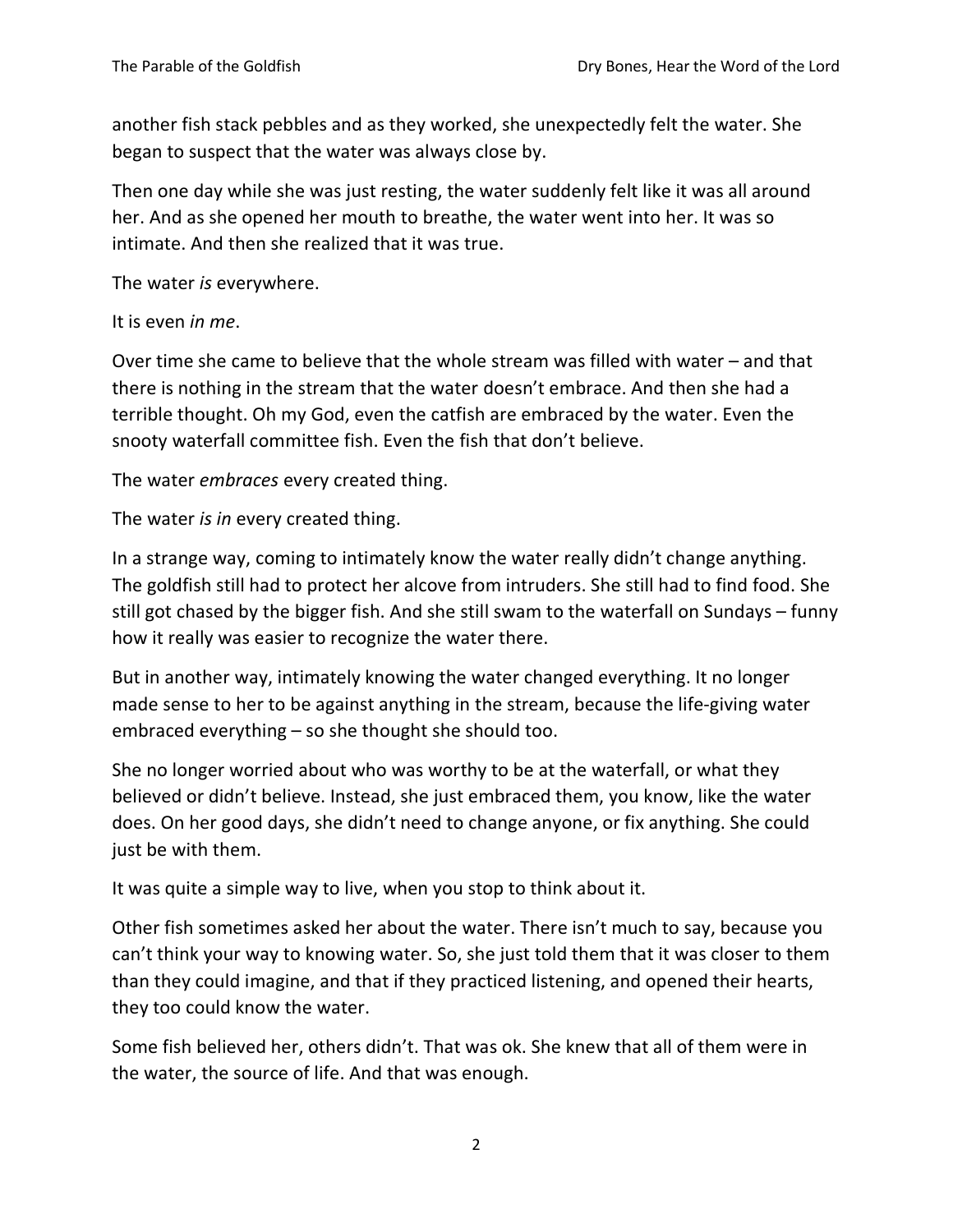another fish stack pebbles and as they worked, she unexpectedly felt the water. She began to suspect that the water was always close by.

Then one day while she was just resting, the water suddenly felt like it was all around her. And as she opened her mouth to breathe, the water went into her. It was so intimate. And then she realized that it was true.

The water *is* everywhere.

It is even *in me*.

Over time she came to believe that the whole stream was filled with water – and that there is nothing in the stream that the water doesn't embrace. And then she had a terrible thought. Oh my God, even the catfish are embraced by the water. Even the snooty waterfall committee fish. Even the fish that don't believe.

The water *embraces* every created thing.

The water *is in* every created thing.

In a strange way, coming to intimately know the water really didn't change anything. The goldfish still had to protect her alcove from intruders. She still had to find food. She still got chased by the bigger fish. And she still swam to the waterfall on Sundays – funny how it really was easier to recognize the water there.

But in another way, intimately knowing the water changed everything. It no longer made sense to her to be against anything in the stream, because the life-giving water embraced everything – so she thought she should too.

She no longer worried about who was worthy to be at the waterfall, or what they believed or didn't believe. Instead, she just embraced them, you know, like the water does. On her good days, she didn't need to change anyone, or fix anything. She could just be with them.

It was quite a simple way to live, when you stop to think about it.

Other fish sometimes asked her about the water. There isn't much to say, because you can't think your way to knowing water. So, she just told them that it was closer to them than they could imagine, and that if they practiced listening, and opened their hearts, they too could know the water.

Some fish believed her, others didn't. That was ok. She knew that all of them were in the water, the source of life. And that was enough.